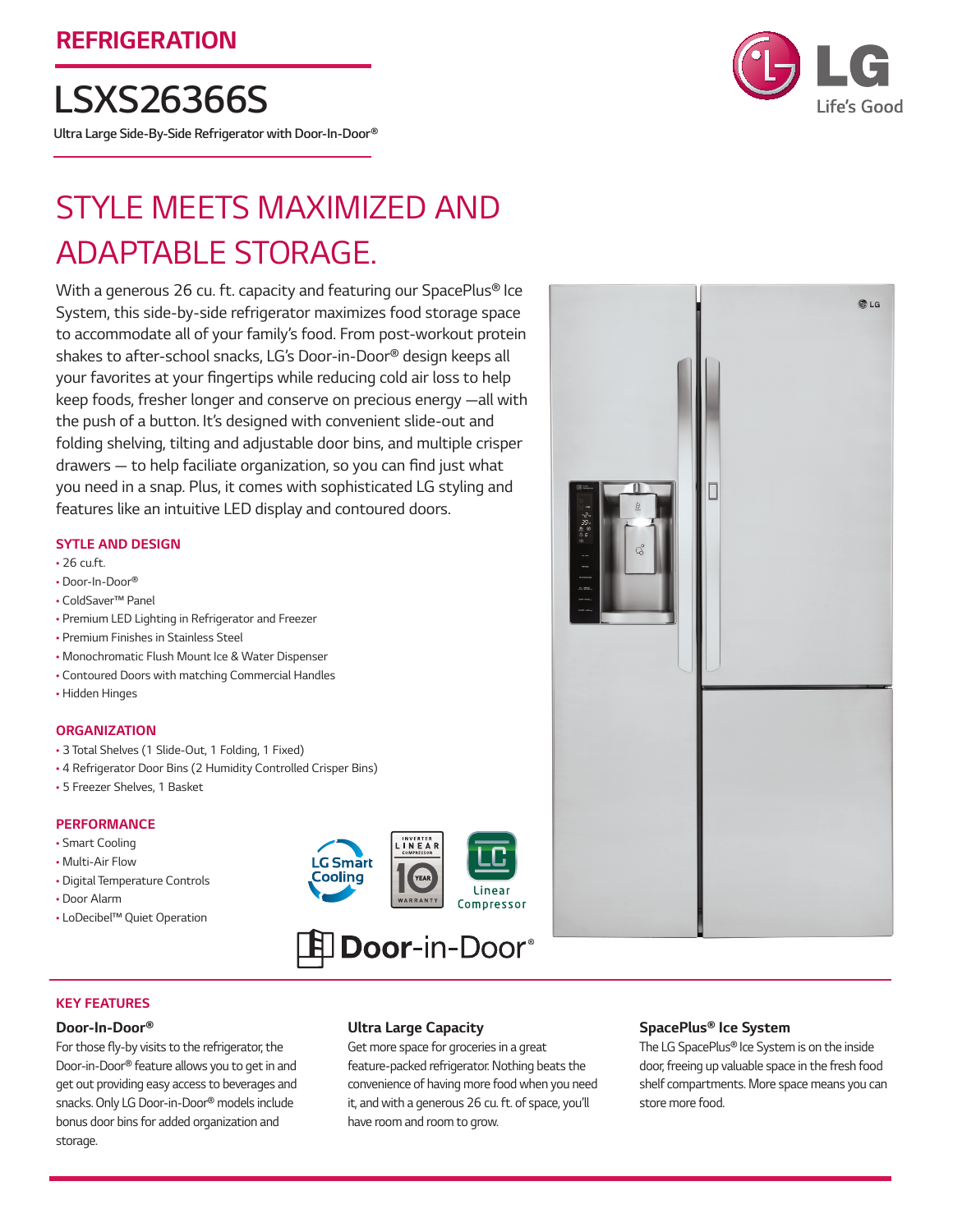REFRIGERATION

# LSXS26366S

Ultra Large Side-By-Side Refrigerator with Door-In-Door®

## STYLE MEETS MAXIMIZED AND ADAPTABLE STORAGE.

With a generous 26 cu. ft. capacity and featuring our SpacePlus® Ice System, this side-by-side refrigerator maximizes food storage space to accommodate all of your family's food. From post-workout protein shakes to after-school snacks, LG's Door-in-Door® design keeps all your favorites at your fingertips while reducing cold air loss to help keep foods, fresher longer and conserve on precious energy —all with the push of a button. It's designed with convenient slide-out and folding shelving, tilting and adjustable door bins, and multiple crisper drawers — to help faciliate organization, so you can find just what you need in a snap. Plus, it comes with sophisticated LG styling and features like an intuitive LED display and contoured doors.

### SYTLE AND DESIGN

- 26 cu.ft.
- Door-In-Door®
- ColdSaver™ Panel
- Premium LED Lighting in Refrigerator and Freezer
- Premium Finishes in Stainless Steel
- Monochromatic Flush Mount Ice & Water Dispenser
- Contoured Doors with matching Commercial Handles
- Hidden Hinges

### ORGANIZATION

- 3 Total Shelves (1 Slide-Out, 1 Folding, 1 Fixed)
- 4 Refrigerator Door Bins (2 Humidity Controlled Crisper Bins)
- 5 Freezer Shelves, 1 Basket

### PERFORMANCE

- Smart Cooling
- Multi-Air Flow
- Digital Temperature Controls
- Door Alarm
- LoDecibel™ Quiet Operation

LG Smart Cooling

INVERTER LINEAR COMPRESSOR 10 YEAR WARRANTY

Linear Compressor

Door-in-Door®

## KEY FEATURES

### Door-In-Door®

For those fly-by visits to the refrigerator, the Door-in-Door® feature allows you to get in and get out providing easy access to beverages and snacks. Only LG Door-in-Door® models include bonus door bins for added organization and storage.

### Ultra Large Capacity

Get more space for groceries in a great feature-packed refrigerator. Nothing beats the convenience of having more food when you need it, and with a generous 26 cu. ft. of space, you'll have room and room to grow.

### SpacePlus® Ice System

The LG SpacePlus® Ice System is on the inside door, freeing up valuable space in the fresh food shelf compartments. More space means you can store more food.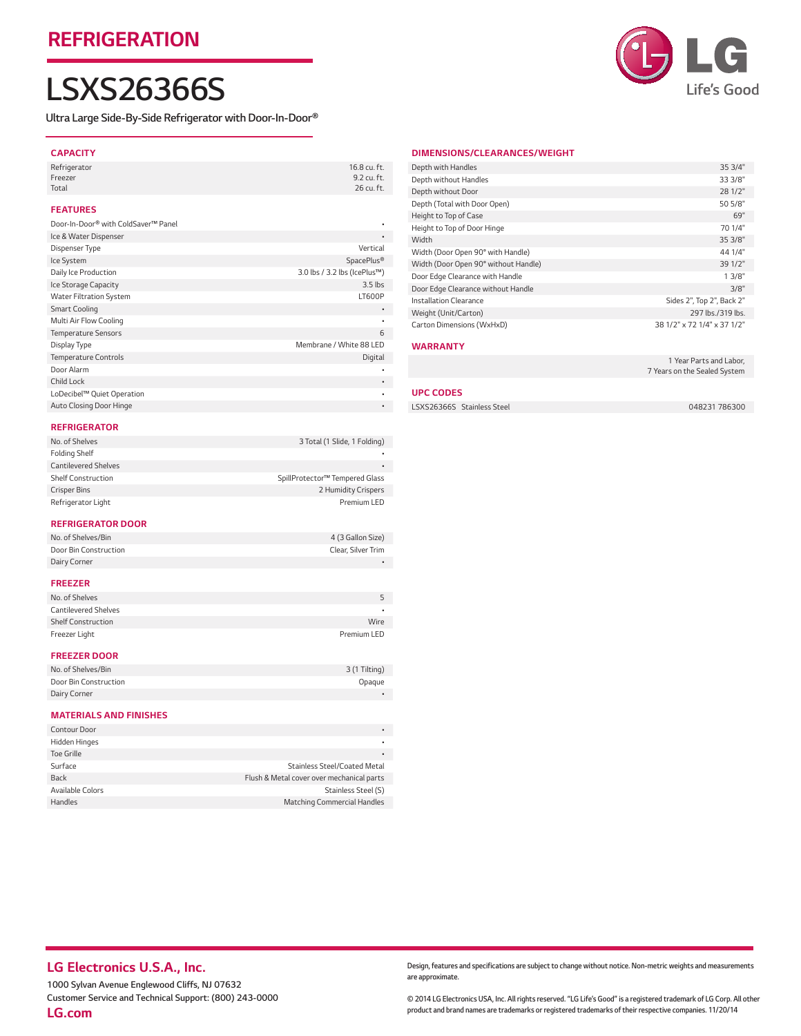## REFRIGERATION

# LSXS26366S

Ultra Large Side-By-Side Refrigerator with Door-In-Door®

### CAPACITY

| | |
|---|---|
| Refrigerator | 16.8 cu. ft. |
| Freezer | 9.2 cu. ft. |
| Total | 26 cu. ft. |

### FEATURES

| | |
|---|---|
| Door-In-Door® with ColdSaver™ Panel | • |
| Ice & Water Dispenser | • |
| Dispenser Type | Vertical |
| Ice System | SpacePlus® |
| Daily Ice Production | 3.0 lbs / 3.2 lbs (IcePlus™) |
| Ice Storage Capacity | 3.5 lbs |
| Water Filtration System | LT600P |
| Smart Cooling | • |
| Multi Air Flow Cooling | • |
| Temperature Sensors | 6 |
| Display Type | Membrane / White 88 LED |
| Temperature Controls | Digital |
| Door Alarm | • |
| Child Lock | • |
| LoDecibel™ Quiet Operation | • |
| Auto Closing Door Hinge | • |

### REFRIGERATOR

| | |
|---|---|
| No. of Shelves | 3 Total (1 Slide, 1 Folding) |
| Folding Shelf | • |
| Cantilevered Shelves | • |
| Shelf Construction | SpillProtector™ Tempered Glass |
| Crisper Bins | 2 Humidity Crispers |
| Refrigerator Light | Premium LED |

### REFRIGERATOR DOOR

| | |
|---|---|
| No. of Shelves/Bin | 4 (3 Gallon Size) |
| Door Bin Construction | Clear, Silver Trim |
| Dairy Corner | • |

### FREEZER

| | |
|---|---|
| No. of Shelves | 5 |
| Cantilevered Shelves | • |
| Shelf Construction | Wire |
| Freezer Light | Premium LED |

### FREEZER DOOR

| | |
|---|---|
| No. of Shelves/Bin | 3 (1 Tilting) |
| Door Bin Construction | Opaque |
| Dairy Corner | • |

### MATERIALS AND FINISHES

| | |
|---|---|
| Contour Door | • |
| Hidden Hinges | • |
| Toe Grille | • |
| Surface | Stainless Steel/Coated Metal |
| Back | Flush & Metal cover over mechanical parts |
| Available Colors | Stainless Steel (S) |
| Handles | Matching Commercial Handles |

### DIMENSIONS/CLEARANCES/WEIGHT

| | |
|---|---|
| Depth with Handles | 35 3/4" |
| Depth without Handles | 33 3/8" |
| Depth without Door | 28 1/2" |
| Depth (Total with Door Open) | 50 5/8" |
| Height to Top of Case | 69" |
| Height to Top of Door Hinge | 70 1/4" |
| Width | 35 3/8" |
| Width (Door Open 90° with Handle) | 44 1/4" |
| Width (Door Open 90° without Handle) | 39 1/2" |
| Door Edge Clearance with Handle | 1 3/8" |
| Door Edge Clearance without Handle | 3/8" |
| Installation Clearance | Sides 2", Top 2", Back 2" |
| Weight (Unit/Carton) | 297 lbs./319 lbs. |
| Carton Dimensions (WxHxD) | 38 1/2" x 72 1/4" x 37 1/2" |

### WARRANTY

1 Year Parts and Labor,
7 Years on the Sealed System

### UPC CODES

| | |
|---|---|
| LSXS26366S Stainless Steel | 048231 786300 |

**LG Electronics U.S.A., Inc.**

1000 Sylvan Avenue Englewood Cliffs, NJ 07632
Customer Service and Technical Support: (800) 243-0000
LG.com

Design, features and specifications are subject to change without notice. Non-metric weights and measurements are approximate.

© 2014 LG Electronics USA, Inc. All rights reserved. "LG Life's Good" is a registered trademark of LG Corp. All other product and brand names are trademarks or registered trademarks of their respective companies. 11/20/14